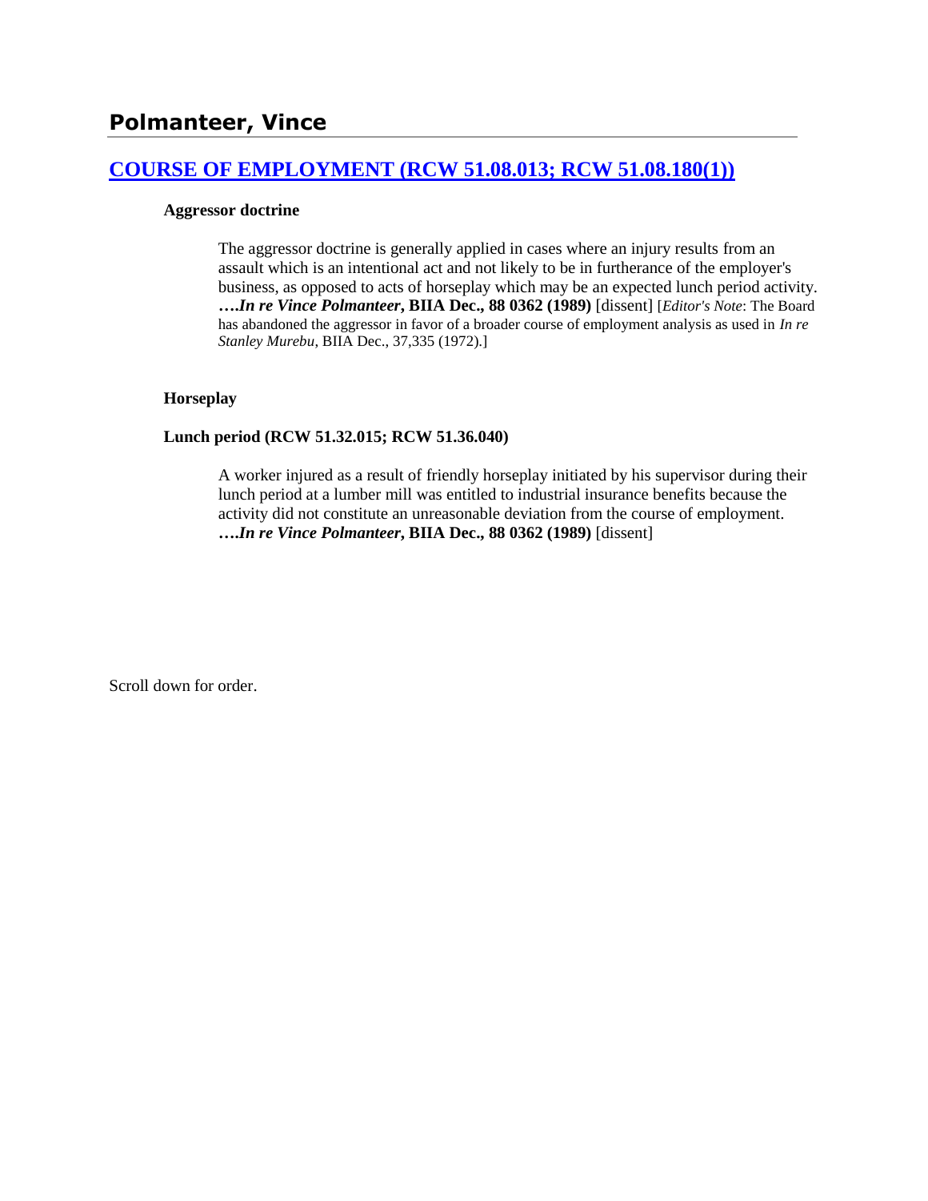## Polmanteer, Vince

### [COURSE OF EMPLOYMENT (RCW 51.08.013; RCW 51.08.180(1))]()

**Aggressor doctrine**

> The aggressor doctrine is generally applied in cases where an injury results from an assault which is an intentional act and not likely to be in furtherance of the employer's business, as opposed to acts of horseplay which may be an expected lunch period activity. ***….In re Vince Polmanteer*, BIIA Dec., 88 0362 (1989)** [dissent] [*Editor's Note*: The Board has abandoned the aggressor in favor of a broader course of employment analysis as used in *In re Stanley Murebu*, BIIA Dec., 37,335 (1972).]

**Horseplay**

**Lunch period (RCW 51.32.015; RCW 51.36.040)**

> A worker injured as a result of friendly horseplay initiated by his supervisor during their lunch period at a lumber mill was entitled to industrial insurance benefits because the activity did not constitute an unreasonable deviation from the course of employment. ***….In re Vince Polmanteer*, BIIA Dec., 88 0362 (1989)** [dissent]

Scroll down for order.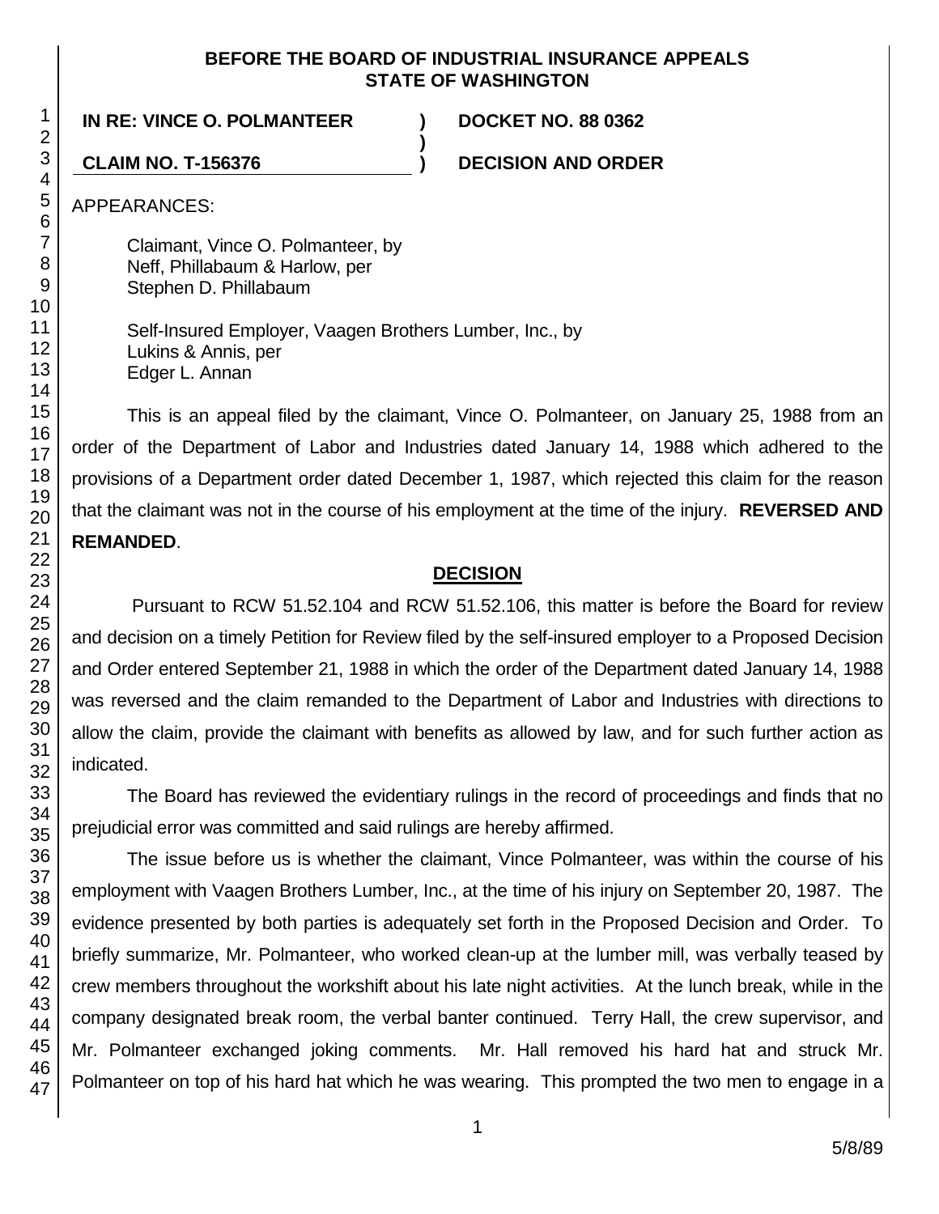**BEFORE THE BOARD OF INDUSTRIAL INSURANCE APPEALS**
**STATE OF WASHINGTON**

**IN RE: VINCE O. POLMANTEER** ) **DOCKET NO. 88 0362**
)
**CLAIM NO. T-156376** ) **DECISION AND ORDER**

APPEARANCES:

Claimant, Vince O. Polmanteer, by
Neff, Phillabaum & Harlow, per
Stephen D. Phillabaum

Self-Insured Employer, Vaagen Brothers Lumber, Inc., by
Lukins & Annis, per
Edger L. Annan

This is an appeal filed by the claimant, Vince O. Polmanteer, on January 25, 1988 from an order of the Department of Labor and Industries dated January 14, 1988 which adhered to the provisions of a Department order dated December 1, 1987, which rejected this claim for the reason that the claimant was not in the course of his employment at the time of the injury. **REVERSED AND REMANDED**.

## DECISION

Pursuant to RCW 51.52.104 and RCW 51.52.106, this matter is before the Board for review and decision on a timely Petition for Review filed by the self-insured employer to a Proposed Decision and Order entered September 21, 1988 in which the order of the Department dated January 14, 1988 was reversed and the claim remanded to the Department of Labor and Industries with directions to allow the claim, provide the claimant with benefits as allowed by law, and for such further action as indicated.

The Board has reviewed the evidentiary rulings in the record of proceedings and finds that no prejudicial error was committed and said rulings are hereby affirmed.

The issue before us is whether the claimant, Vince Polmanteer, was within the course of his employment with Vaagen Brothers Lumber, Inc., at the time of his injury on September 20, 1987. The evidence presented by both parties is adequately set forth in the Proposed Decision and Order. To briefly summarize, Mr. Polmanteer, who worked clean-up at the lumber mill, was verbally teased by crew members throughout the workshift about his late night activities. At the lunch break, while in the company designated break room, the verbal banter continued. Terry Hall, the crew supervisor, and Mr. Polmanteer exchanged joking comments. Mr. Hall removed his hard hat and struck Mr. Polmanteer on top of his hard hat which he was wearing. This prompted the two men to engage in a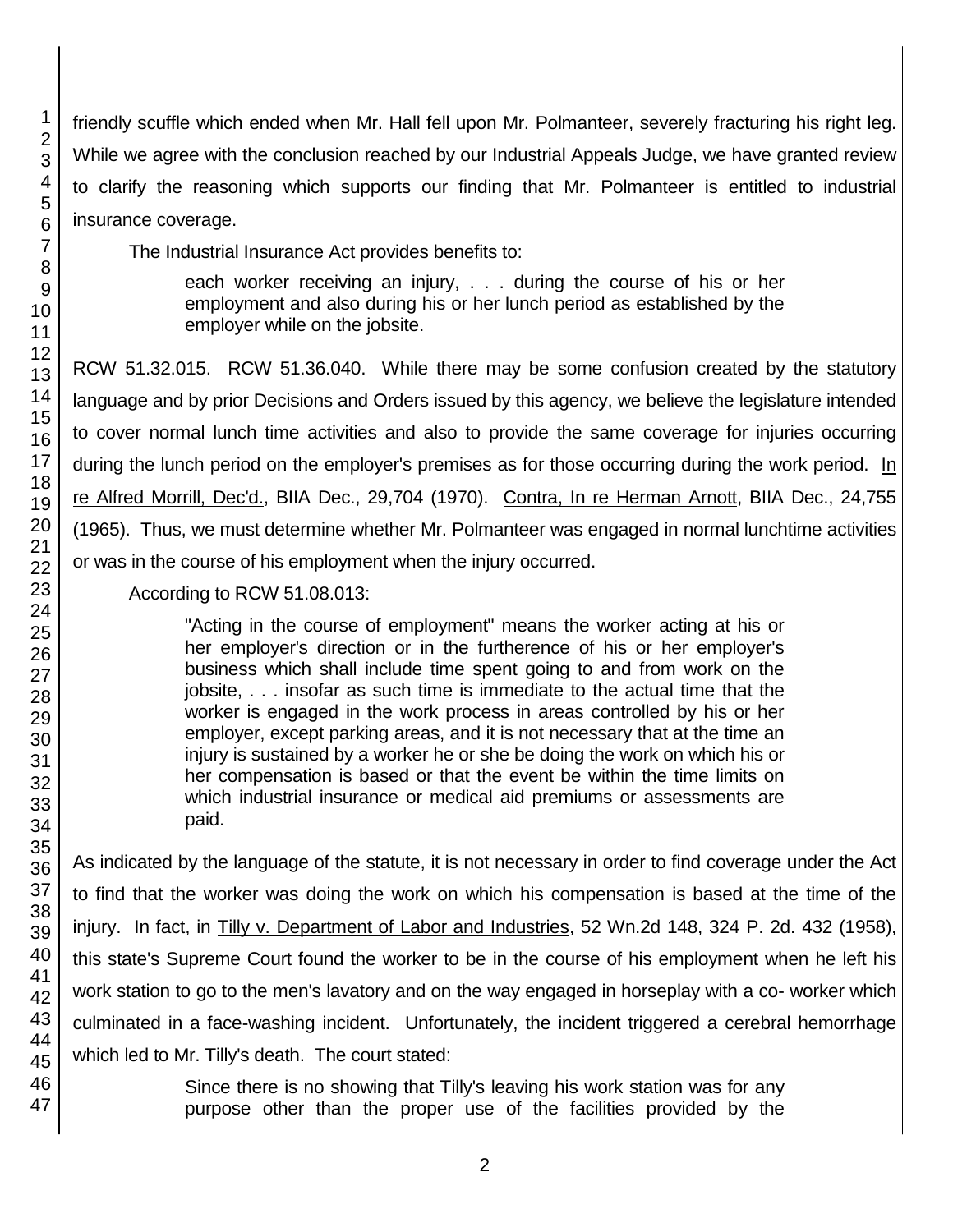friendly scuffle which ended when Mr. Hall fell upon Mr. Polmanteer, severely fracturing his right leg. While we agree with the conclusion reached by our Industrial Appeals Judge, we have granted review to clarify the reasoning which supports our finding that Mr. Polmanteer is entitled to industrial insurance coverage.

The Industrial Insurance Act provides benefits to:

> each worker receiving an injury, . . . during the course of his or her employment and also during his or her lunch period as established by the employer while on the jobsite.

RCW 51.32.015. RCW 51.36.040. While there may be some confusion created by the statutory language and by prior Decisions and Orders issued by this agency, we believe the legislature intended to cover normal lunch time activities and also to provide the same coverage for injuries occurring during the lunch period on the employer's premises as for those occurring during the work period. In re Alfred Morrill, Dec'd., BIIA Dec., 29,704 (1970). Contra, In re Herman Arnott, BIIA Dec., 24,755 (1965). Thus, we must determine whether Mr. Polmanteer was engaged in normal lunchtime activities or was in the course of his employment when the injury occurred.

According to RCW 51.08.013:

> "Acting in the course of employment" means the worker acting at his or her employer's direction or in the furtherence of his or her employer's business which shall include time spent going to and from work on the jobsite, . . . insofar as such time is immediate to the actual time that the worker is engaged in the work process in areas controlled by his or her employer, except parking areas, and it is not necessary that at the time an injury is sustained by a worker he or she be doing the work on which his or her compensation is based or that the event be within the time limits on which industrial insurance or medical aid premiums or assessments are paid.

As indicated by the language of the statute, it is not necessary in order to find coverage under the Act to find that the worker was doing the work on which his compensation is based at the time of the injury. In fact, in Tilly v. Department of Labor and Industries, 52 Wn.2d 148, 324 P. 2d. 432 (1958), this state's Supreme Court found the worker to be in the course of his employment when he left his work station to go to the men's lavatory and on the way engaged in horseplay with a co- worker which culminated in a face-washing incident. Unfortunately, the incident triggered a cerebral hemorrhage which led to Mr. Tilly's death. The court stated:

> Since there is no showing that Tilly's leaving his work station was for any purpose other than the proper use of the facilities provided by the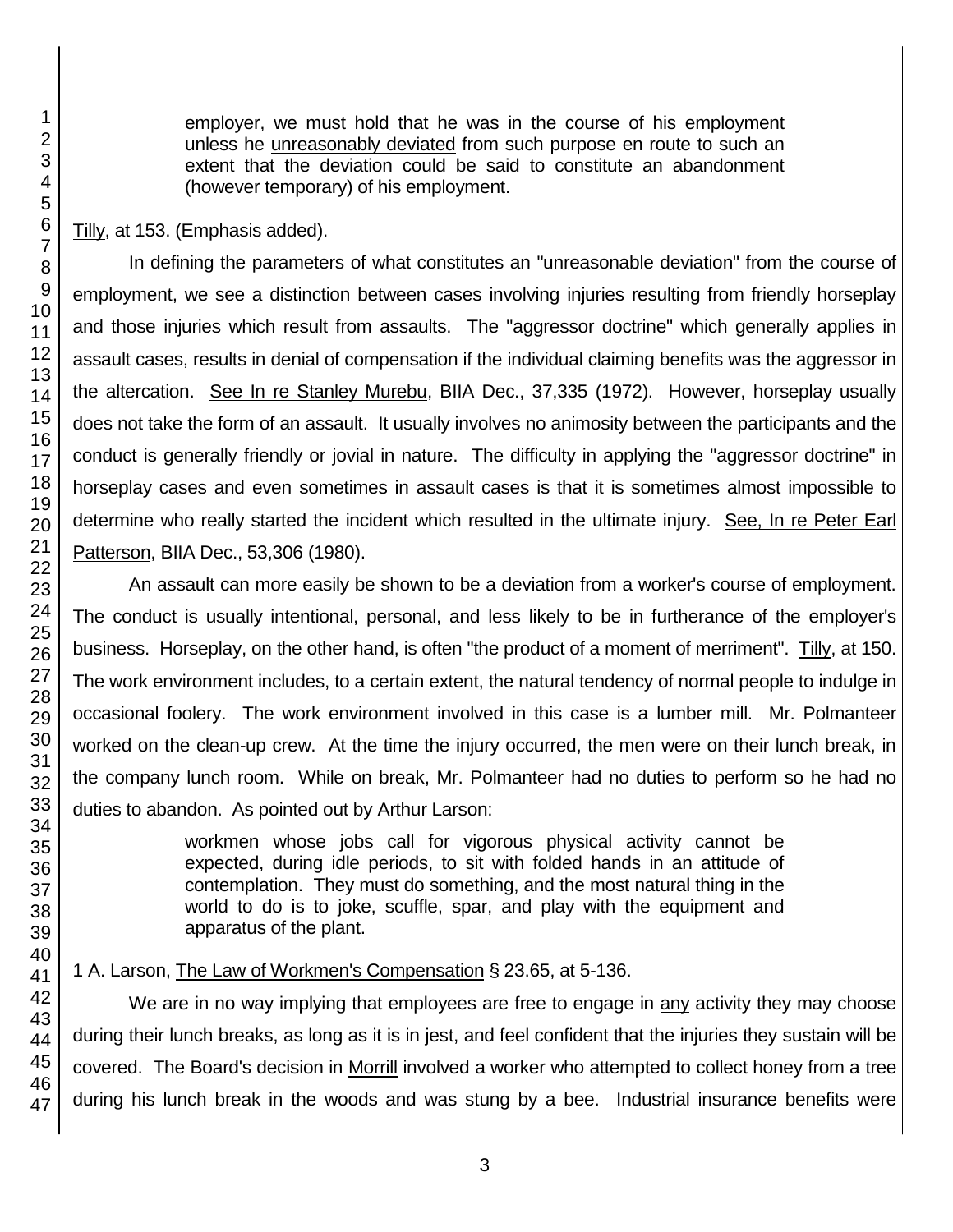> employer, we must hold that he was in the course of his employment unless he unreasonably deviated from such purpose en route to such an extent that the deviation could be said to constitute an abandonment (however temporary) of his employment.

Tilly, at 153. (Emphasis added).

In defining the parameters of what constitutes an "unreasonable deviation" from the course of employment, we see a distinction between cases involving injuries resulting from friendly horseplay and those injuries which result from assaults. The "aggressor doctrine" which generally applies in assault cases, results in denial of compensation if the individual claiming benefits was the aggressor in the altercation. See In re Stanley Murebu, BIIA Dec., 37,335 (1972). However, horseplay usually does not take the form of an assault. It usually involves no animosity between the participants and the conduct is generally friendly or jovial in nature. The difficulty in applying the "aggressor doctrine" in horseplay cases and even sometimes in assault cases is that it is sometimes almost impossible to determine who really started the incident which resulted in the ultimate injury. See, In re Peter Earl Patterson, BIIA Dec., 53,306 (1980).

An assault can more easily be shown to be a deviation from a worker's course of employment. The conduct is usually intentional, personal, and less likely to be in furtherance of the employer's business. Horseplay, on the other hand, is often "the product of a moment of merriment". Tilly, at 150. The work environment includes, to a certain extent, the natural tendency of normal people to indulge in occasional foolery. The work environment involved in this case is a lumber mill. Mr. Polmanteer worked on the clean-up crew. At the time the injury occurred, the men were on their lunch break, in the company lunch room. While on break, Mr. Polmanteer had no duties to perform so he had no duties to abandon. As pointed out by Arthur Larson:

> workmen whose jobs call for vigorous physical activity cannot be expected, during idle periods, to sit with folded hands in an attitude of contemplation. They must do something, and the most natural thing in the world to do is to joke, scuffle, spar, and play with the equipment and apparatus of the plant.

1 A. Larson, The Law of Workmen's Compensation § 23.65, at 5-136.

We are in no way implying that employees are free to engage in any activity they may choose during their lunch breaks, as long as it is in jest, and feel confident that the injuries they sustain will be covered. The Board's decision in Morrill involved a worker who attempted to collect honey from a tree during his lunch break in the woods and was stung by a bee. Industrial insurance benefits were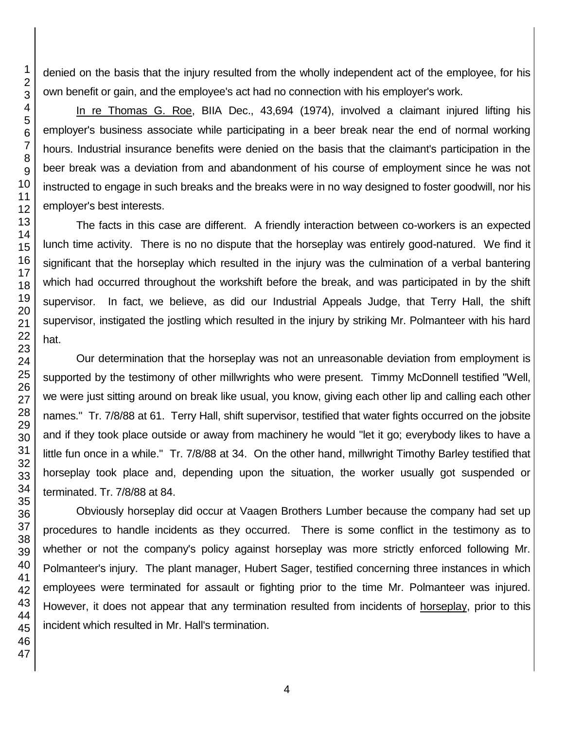denied on the basis that the injury resulted from the wholly independent act of the employee, for his own benefit or gain, and the employee's act had no connection with his employer's work.

In re Thomas G. Roe, BIIA Dec., 43,694 (1974), involved a claimant injured lifting his employer's business associate while participating in a beer break near the end of normal working hours. Industrial insurance benefits were denied on the basis that the claimant's participation in the beer break was a deviation from and abandonment of his course of employment since he was not instructed to engage in such breaks and the breaks were in no way designed to foster goodwill, nor his employer's best interests.

The facts in this case are different. A friendly interaction between co-workers is an expected lunch time activity. There is no no dispute that the horseplay was entirely good-natured. We find it significant that the horseplay which resulted in the injury was the culmination of a verbal bantering which had occurred throughout the workshift before the break, and was participated in by the shift supervisor. In fact, we believe, as did our Industrial Appeals Judge, that Terry Hall, the shift supervisor, instigated the jostling which resulted in the injury by striking Mr. Polmanteer with his hard hat.

Our determination that the horseplay was not an unreasonable deviation from employment is supported by the testimony of other millwrights who were present. Timmy McDonnell testified "Well, we were just sitting around on break like usual, you know, giving each other lip and calling each other names." Tr. 7/8/88 at 61. Terry Hall, shift supervisor, testified that water fights occurred on the jobsite and if they took place outside or away from machinery he would "let it go; everybody likes to have a little fun once in a while." Tr. 7/8/88 at 34. On the other hand, millwright Timothy Barley testified that horseplay took place and, depending upon the situation, the worker usually got suspended or terminated. Tr. 7/8/88 at 84.

Obviously horseplay did occur at Vaagen Brothers Lumber because the company had set up procedures to handle incidents as they occurred. There is some conflict in the testimony as to whether or not the company's policy against horseplay was more strictly enforced following Mr. Polmanteer's injury. The plant manager, Hubert Sager, testified concerning three instances in which employees were terminated for assault or fighting prior to the time Mr. Polmanteer was injured. However, it does not appear that any termination resulted from incidents of horseplay, prior to this incident which resulted in Mr. Hall's termination.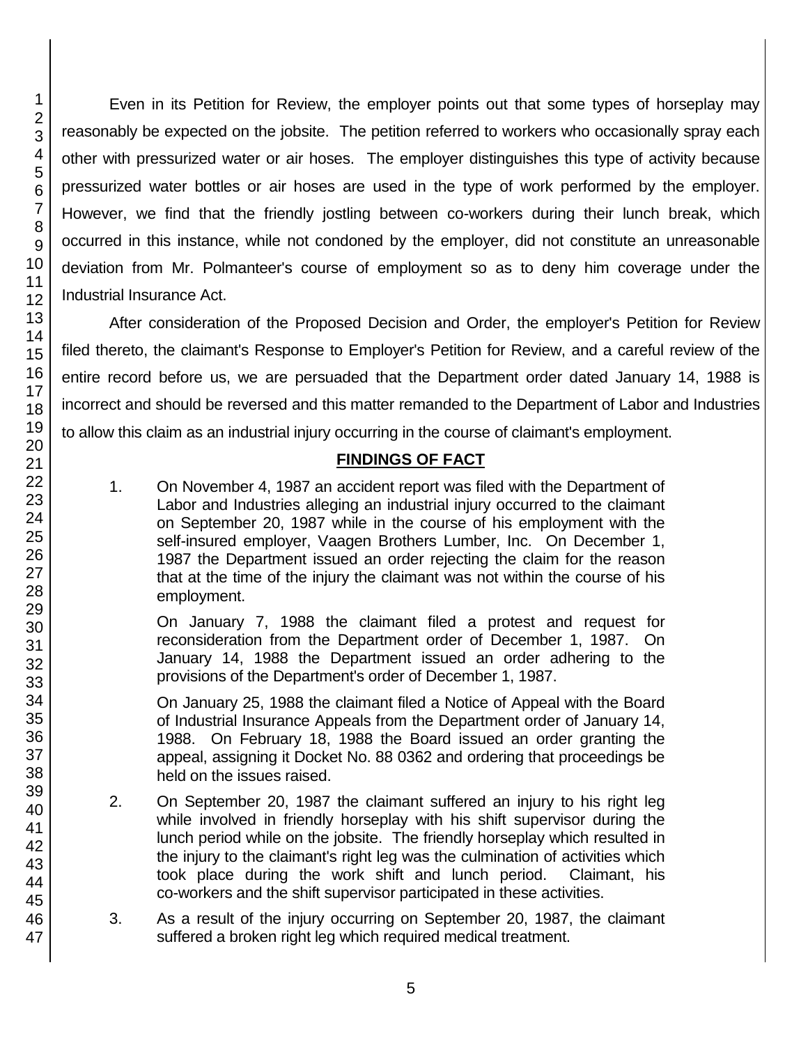Even in its Petition for Review, the employer points out that some types of horseplay may reasonably be expected on the jobsite. The petition referred to workers who occasionally spray each other with pressurized water or air hoses. The employer distinguishes this type of activity because pressurized water bottles or air hoses are used in the type of work performed by the employer. However, we find that the friendly jostling between co-workers during their lunch break, which occurred in this instance, while not condoned by the employer, did not constitute an unreasonable deviation from Mr. Polmanteer's course of employment so as to deny him coverage under the Industrial Insurance Act.

After consideration of the Proposed Decision and Order, the employer's Petition for Review filed thereto, the claimant's Response to Employer's Petition for Review, and a careful review of the entire record before us, we are persuaded that the Department order dated January 14, 1988 is incorrect and should be reversed and this matter remanded to the Department of Labor and Industries to allow this claim as an industrial injury occurring in the course of claimant's employment.

## FINDINGS OF FACT

1. On November 4, 1987 an accident report was filed with the Department of Labor and Industries alleging an industrial injury occurred to the claimant on September 20, 1987 while in the course of his employment with the self-insured employer, Vaagen Brothers Lumber, Inc. On December 1, 1987 the Department issued an order rejecting the claim for the reason that at the time of the injury the claimant was not within the course of his employment.

   On January 7, 1988 the claimant filed a protest and request for reconsideration from the Department order of December 1, 1987. On January 14, 1988 the Department issued an order adhering to the provisions of the Department's order of December 1, 1987.

   On January 25, 1988 the claimant filed a Notice of Appeal with the Board of Industrial Insurance Appeals from the Department order of January 14, 1988. On February 18, 1988 the Board issued an order granting the appeal, assigning it Docket No. 88 0362 and ordering that proceedings be held on the issues raised.

2. On September 20, 1987 the claimant suffered an injury to his right leg while involved in friendly horseplay with his shift supervisor during the lunch period while on the jobsite. The friendly horseplay which resulted in the injury to the claimant's right leg was the culmination of activities which took place during the work shift and lunch period. Claimant, his co-workers and the shift supervisor participated in these activities.

3. As a result of the injury occurring on September 20, 1987, the claimant suffered a broken right leg which required medical treatment.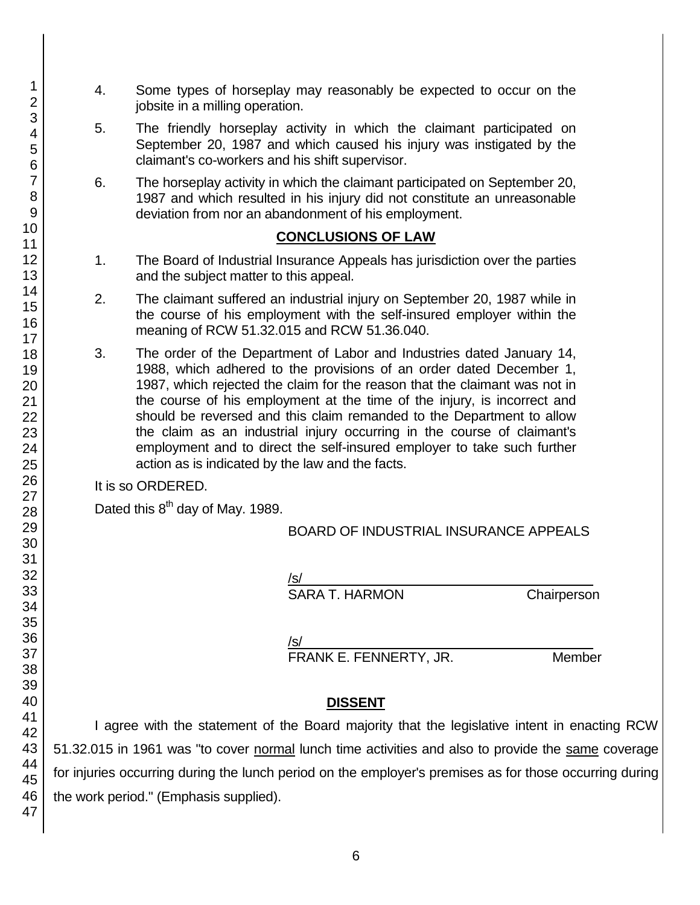4. Some types of horseplay may reasonably be expected to occur on the jobsite in a milling operation.

5. The friendly horseplay activity in which the claimant participated on September 20, 1987 and which caused his injury was instigated by the claimant's co-workers and his shift supervisor.

6. The horseplay activity in which the claimant participated on September 20, 1987 and which resulted in his injury did not constitute an unreasonable deviation from nor an abandonment of his employment.

## CONCLUSIONS OF LAW

1. The Board of Industrial Insurance Appeals has jurisdiction over the parties and the subject matter to this appeal.

2. The claimant suffered an industrial injury on September 20, 1987 while in the course of his employment with the self-insured employer within the meaning of RCW 51.32.015 and RCW 51.36.040.

3. The order of the Department of Labor and Industries dated January 14, 1988, which adhered to the provisions of an order dated December 1, 1987, which rejected the claim for the reason that the claimant was not in the course of his employment at the time of the injury, is incorrect and should be reversed and this claim remanded to the Department to allow the claim as an industrial injury occurring in the course of claimant's employment and to direct the self-insured employer to take such further action as is indicated by the law and the facts.

It is so ORDERED.

Dated this 8th day of May. 1989.

BOARD OF INDUSTRIAL INSURANCE APPEALS

/s/
SARA T. HARMON Chairperson

/s/
FRANK E. FENNERTY, JR. Member

## DISSENT

I agree with the statement of the Board majority that the legislative intent in enacting RCW 51.32.015 in 1961 was "to cover normal lunch time activities and also to provide the same coverage for injuries occurring during the lunch period on the employer's premises as for those occurring during the work period." (Emphasis supplied).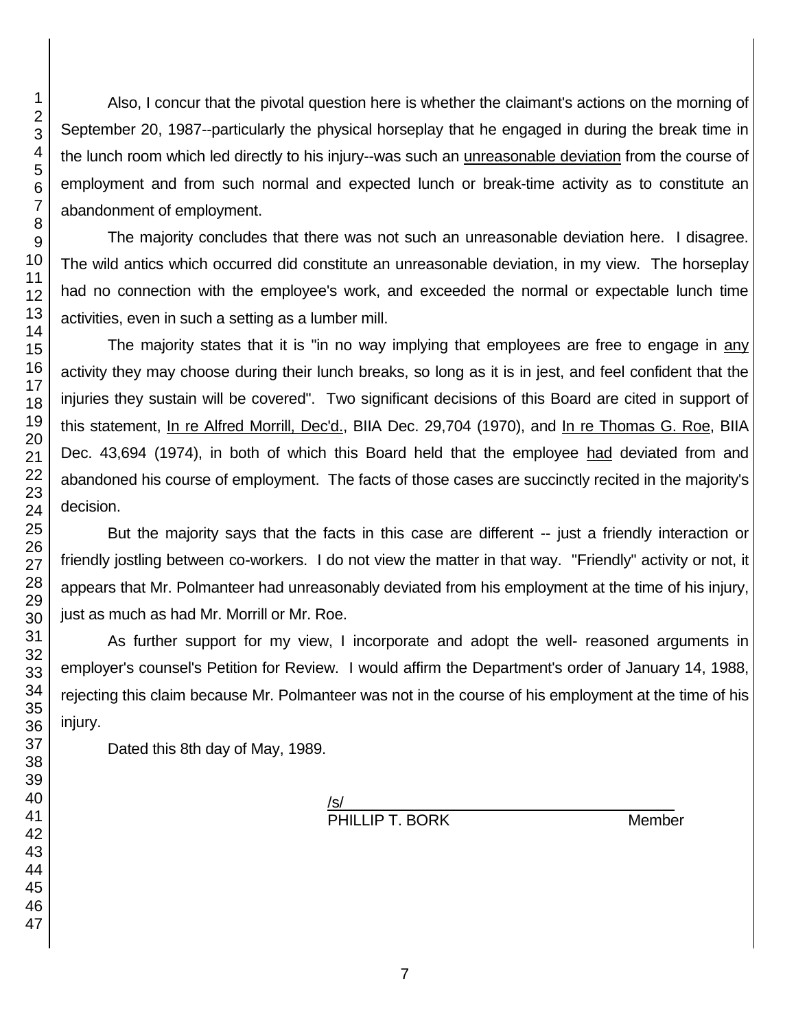Also, I concur that the pivotal question here is whether the claimant's actions on the morning of September 20, 1987--particularly the physical horseplay that he engaged in during the break time in the lunch room which led directly to his injury--was such an unreasonable deviation from the course of employment and from such normal and expected lunch or break-time activity as to constitute an abandonment of employment.

The majority concludes that there was not such an unreasonable deviation here. I disagree. The wild antics which occurred did constitute an unreasonable deviation, in my view. The horseplay had no connection with the employee's work, and exceeded the normal or expectable lunch time activities, even in such a setting as a lumber mill.

The majority states that it is "in no way implying that employees are free to engage in any activity they may choose during their lunch breaks, so long as it is in jest, and feel confident that the injuries they sustain will be covered". Two significant decisions of this Board are cited in support of this statement, In re Alfred Morrill, Dec'd., BIIA Dec. 29,704 (1970), and In re Thomas G. Roe, BIIA Dec. 43,694 (1974), in both of which this Board held that the employee had deviated from and abandoned his course of employment. The facts of those cases are succinctly recited in the majority's decision.

But the majority says that the facts in this case are different -- just a friendly interaction or friendly jostling between co-workers. I do not view the matter in that way. "Friendly" activity or not, it appears that Mr. Polmanteer had unreasonably deviated from his employment at the time of his injury, just as much as had Mr. Morrill or Mr. Roe.

As further support for my view, I incorporate and adopt the well- reasoned arguments in employer's counsel's Petition for Review. I would affirm the Department's order of January 14, 1988, rejecting this claim because Mr. Polmanteer was not in the course of his employment at the time of his injury.

Dated this 8th day of May, 1989.

/s/
PHILLIP T. BORK Member